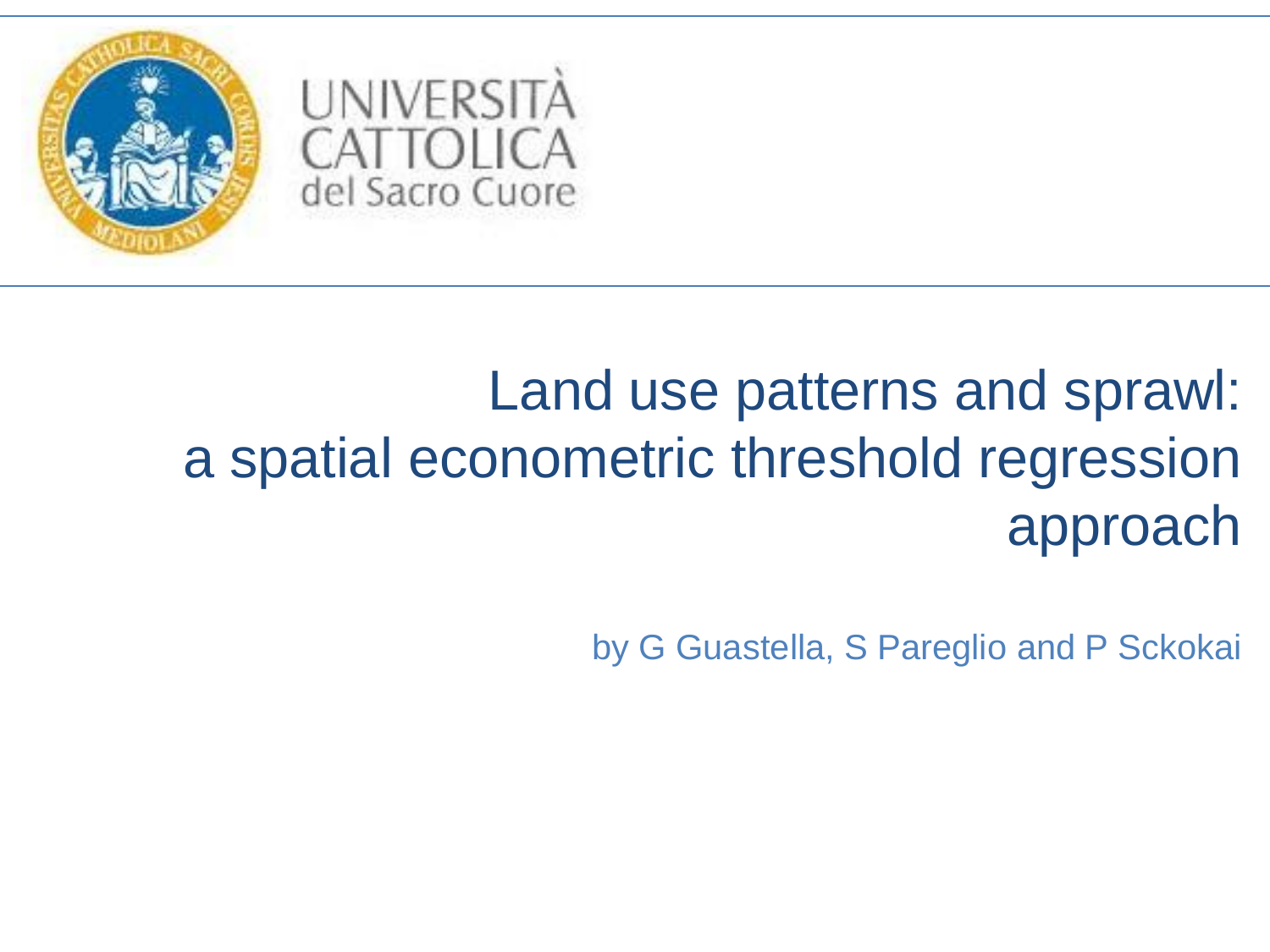UNIVERSITÀ CATTOLICA del Sacro Cuore

# Land use patterns and sprawl: a spatial econometric threshold regression approach

by G Guastella, S Pareglio and P Sckokai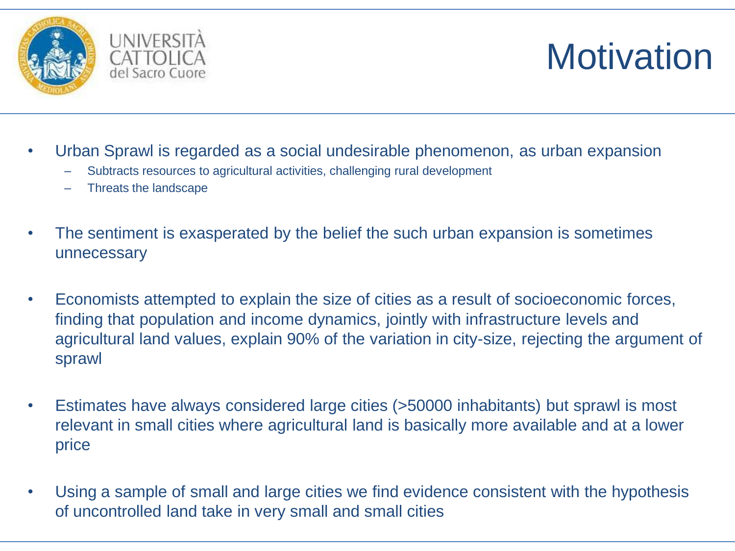# Motivation

- Urban Sprawl is regarded as a social undesirable phenomenon, as urban expansion
  - Subtracts resources to agricultural activities, challenging rural development
  - Threats the landscape
- The sentiment is exasperated by the belief the such urban expansion is sometimes unnecessary
- Economists attempted to explain the size of cities as a result of socioeconomic forces, finding that population and income dynamics, jointly with infrastructure levels and agricultural land values, explain 90% of the variation in city-size, rejecting the argument of sprawl
- Estimates have always considered large cities (>50000 inhabitants) but sprawl is most relevant in small cities where agricultural land is basically more available and at a lower price
- Using a sample of small and large cities we find evidence consistent with the hypothesis of uncontrolled land take in very small and small cities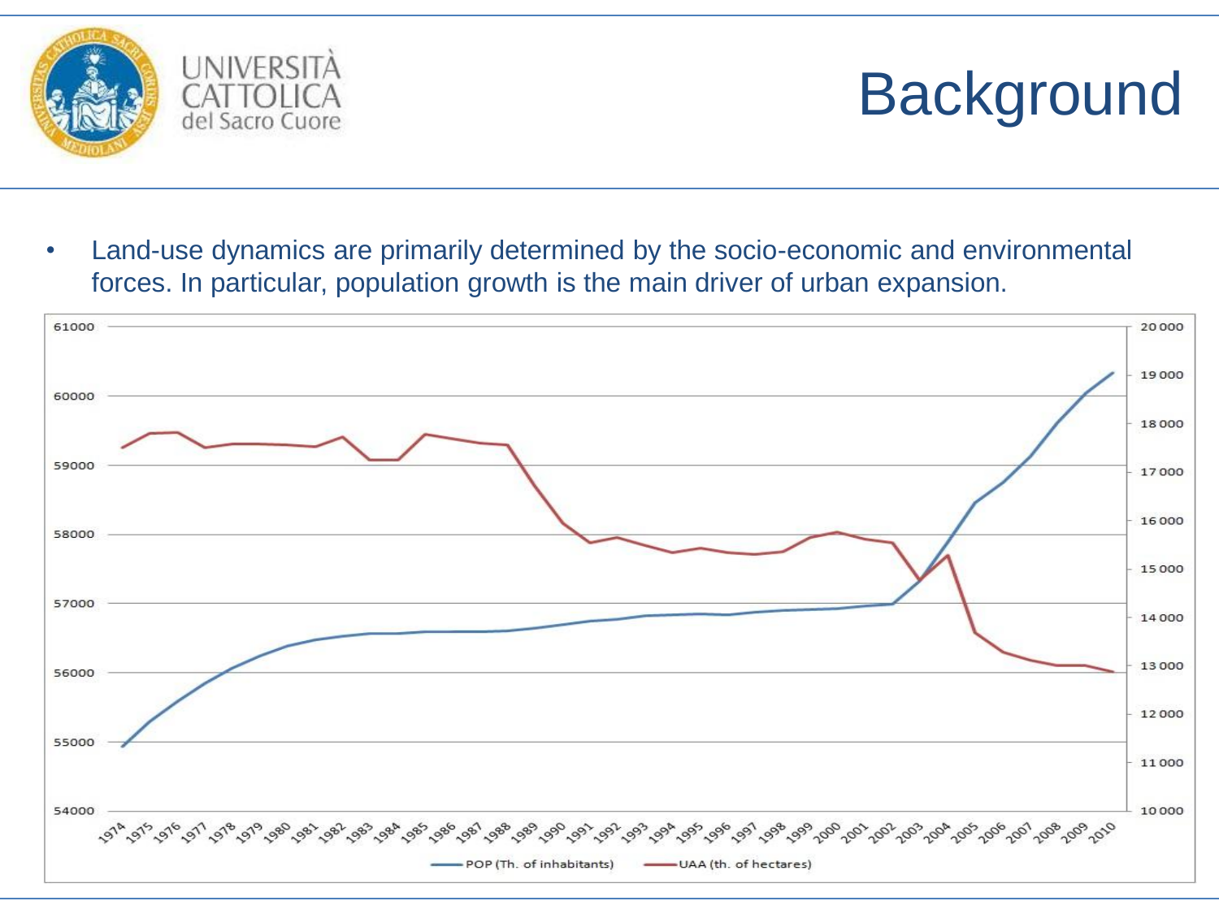# Background

- Land-use dynamics are primarily determined by the socio-economic and environmental forces. In particular, population growth is the main driver of urban expansion.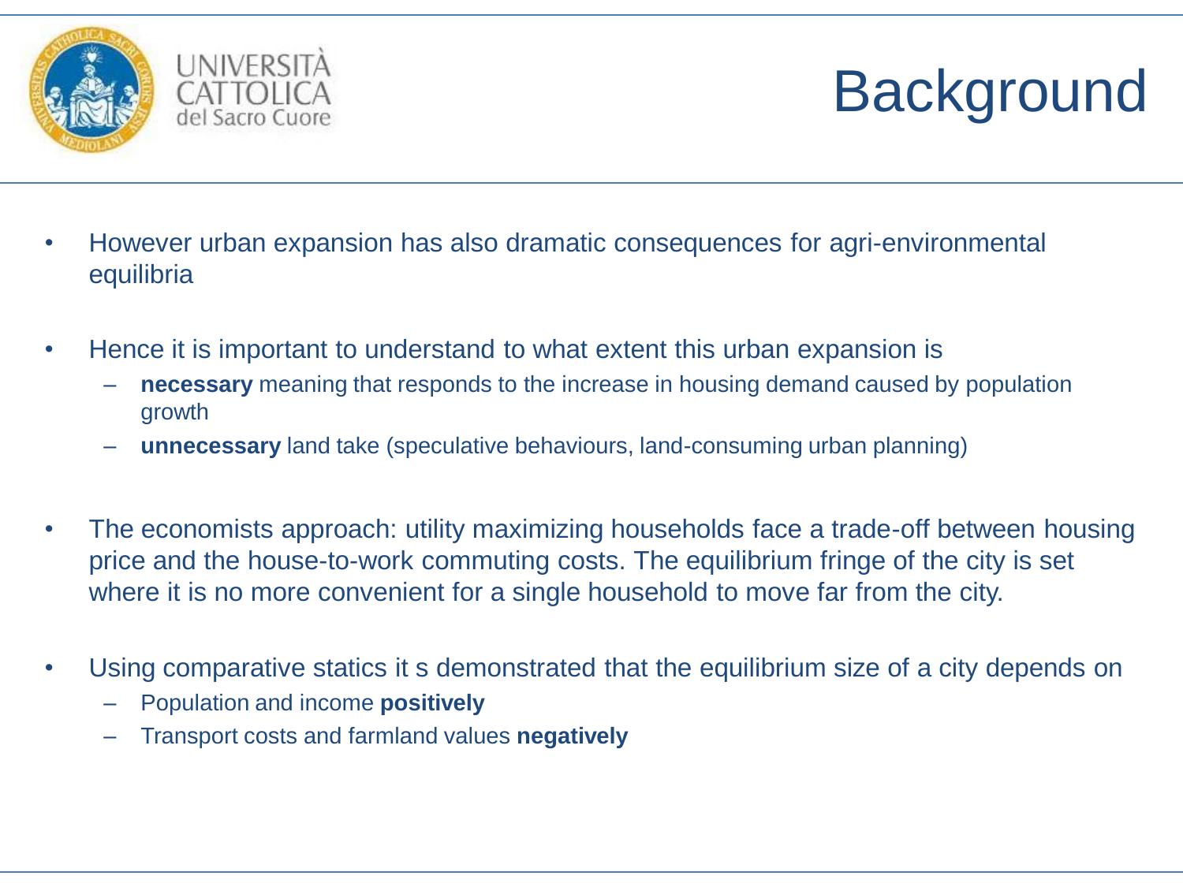# Background

- However urban expansion has also dramatic consequences for agri-environmental equilibria

- Hence it is important to understand to what extent this urban expansion is
  - **necessary** meaning that responds to the increase in housing demand caused by population growth
  - **unnecessary** land take (speculative behaviours, land-consuming urban planning)

- The economists approach: utility maximizing households face a trade-off between housing price and the house-to-work commuting costs. The equilibrium fringe of the city is set where it is no more convenient for a single household to move far from the city.

- Using comparative statics it s demonstrated that the equilibrium size of a city depends on
  - Population and income **positively**
  - Transport costs and farmland values **negatively**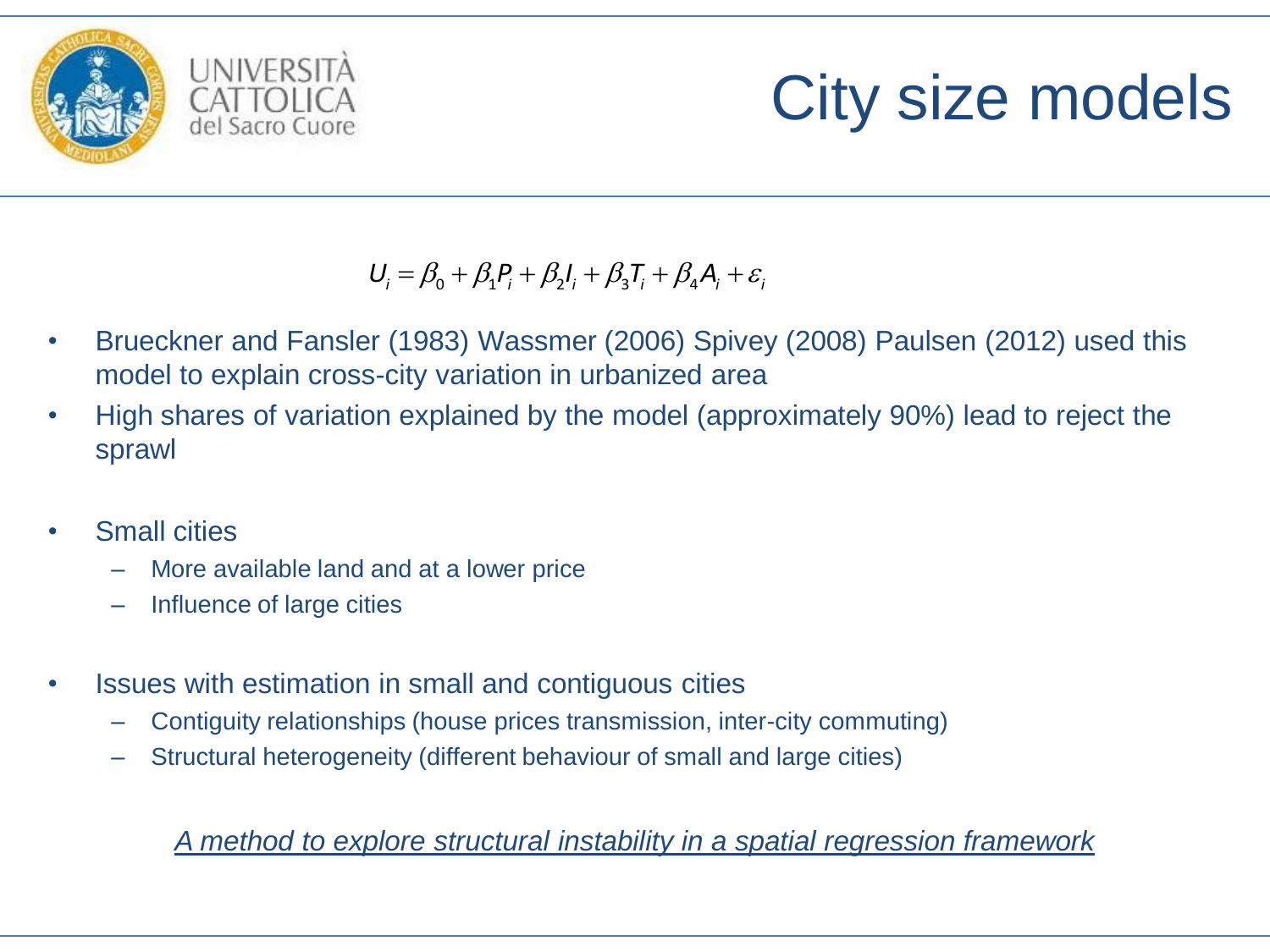# City size models

$$U_i = \beta_0 + \beta_1 P_i + \beta_2 I_i + \beta_3 T_i + \beta_4 A_i + \varepsilon_i$$

- Brueckner and Fansler (1983) Wassmer (2006) Spivey (2008) Paulsen (2012) used this model to explain cross-city variation in urbanized area
- High shares of variation explained by the model (approximately 90%) lead to reject the sprawl

- Small cities
  - More available land and at a lower price
  - Influence of large cities

- Issues with estimation in small and contiguous cities
  - Contiguity relationships (house prices transmission, inter-city commuting)
  - Structural heterogeneity (different behaviour of small and large cities)

*A method to explore structural instability in a spatial regression framework*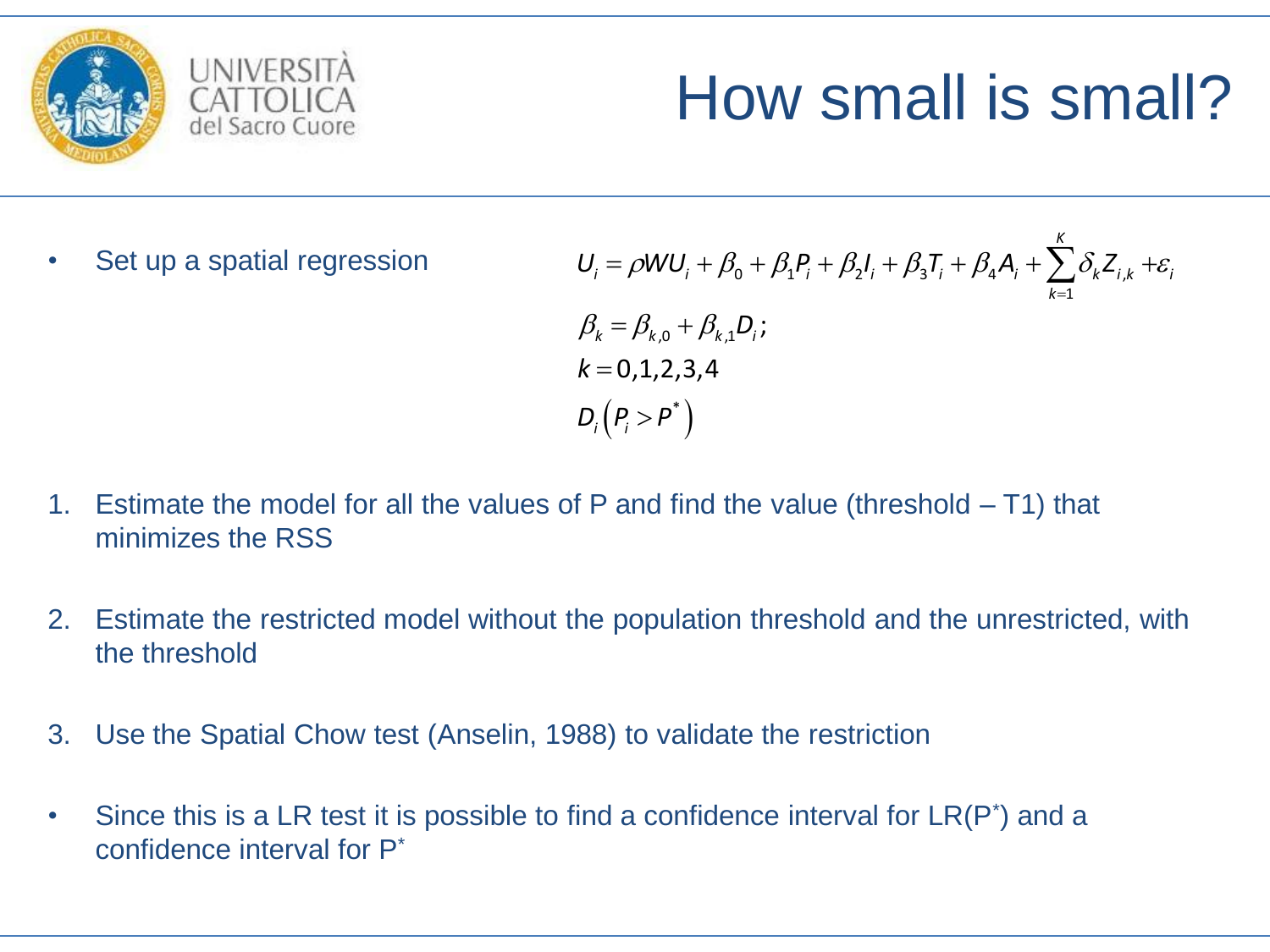# How small is small?

- Set up a spatial regression

$$U_i = \rho W U_i + \beta_0 + \beta_1 P_i + \beta_2 I_i + \beta_3 T_i + \beta_4 A_i + \sum_{k=1}^{K} \delta_k Z_{i,k} + \varepsilon_i$$

$$\beta_k = \beta_{k,0} + \beta_{k,1} D_i;$$

$$k = 0,1,2,3,4$$

$$D_i \left( P_i > P^* \right)$$

1. Estimate the model for all the values of P and find the value (threshold – T1) that minimizes the RSS

2. Estimate the restricted model without the population threshold and the unrestricted, with the threshold

3. Use the Spatial Chow test (Anselin, 1988) to validate the restriction

- Since this is a LR test it is possible to find a confidence interval for LR($P^*$) and a confidence interval for $P^*$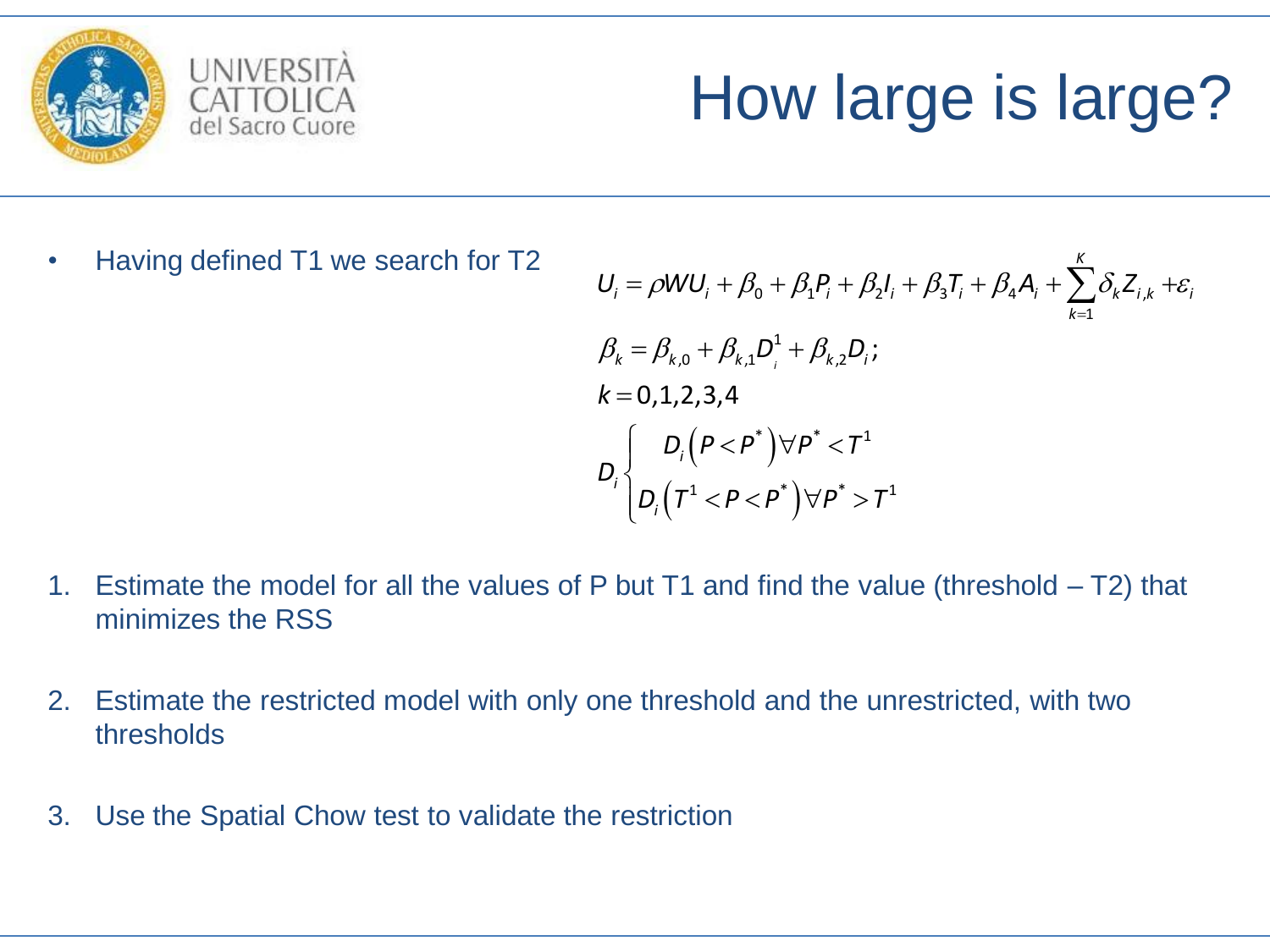# How large is large?

- Having defined T1 we search for T2

$$U_i = \rho W U_i + \beta_0 + \beta_1 P_i + \beta_2 I_i + \beta_3 T_i + \beta_4 A_i + \sum_{k=1}^{K} \delta_k Z_{i,k} + \varepsilon_i$$

$$\beta_k = \beta_{k,0} + \beta_{k,1} D^1_{i} + \beta_{k,2} D_i;$$

$$k = 0,1,2,3,4$$

$$D_i \begin{cases} D_i\left(P < P^*\right) \forall P^* < T^1 \\ D_i\left(T^1 < P < P^*\right) \forall P^* > T^1 \end{cases}$$

1. Estimate the model for all the values of P but T1 and find the value (threshold – T2) that minimizes the RSS
2. Estimate the restricted model with only one threshold and the unrestricted, with two thresholds
3. Use the Spatial Chow test to validate the restriction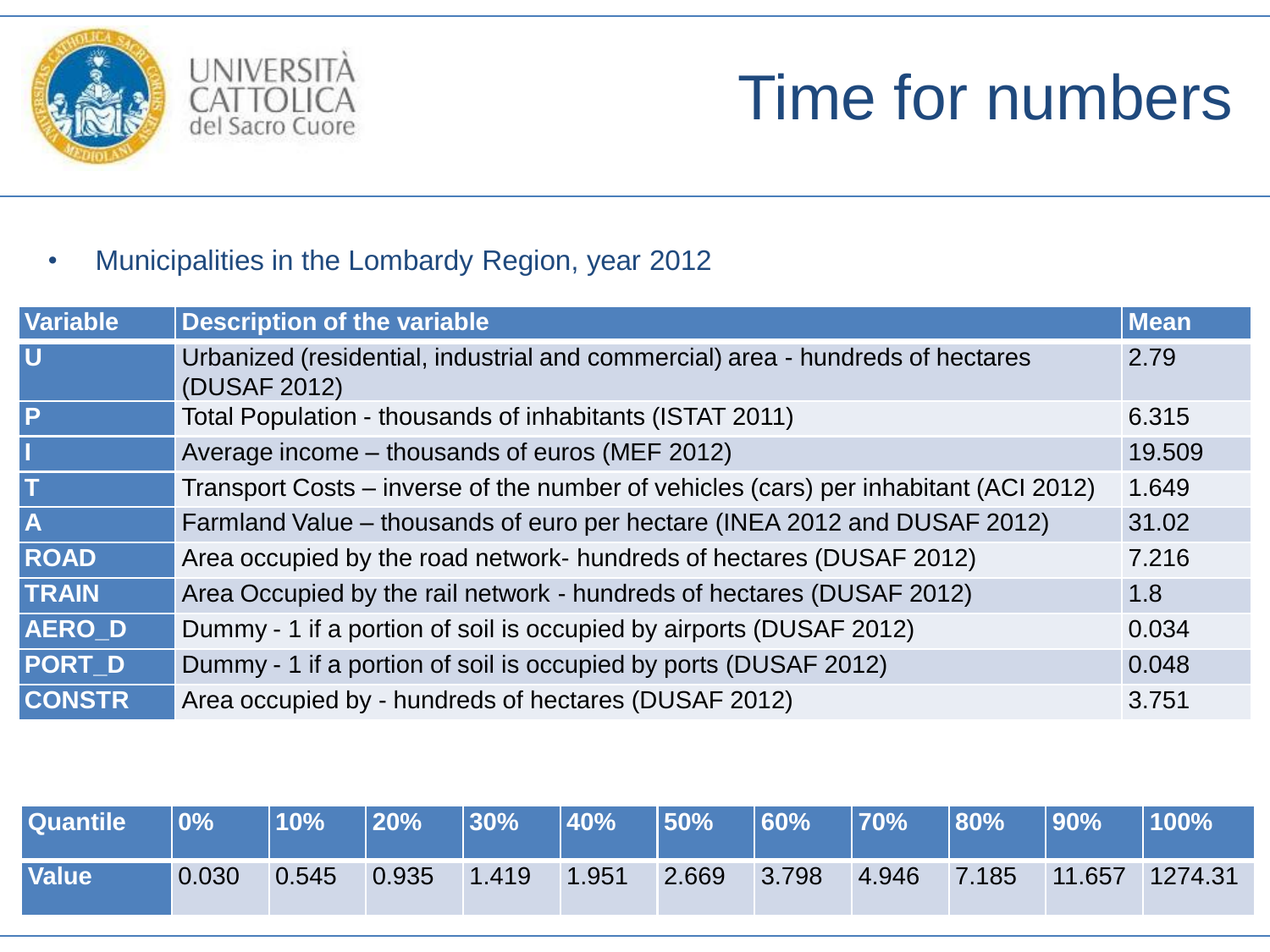# Time for numbers

- Municipalities in the Lombardy Region, year 2012

| Variable | Description of the variable | Mean |
|---|---|---|
| U | Urbanized (residential, industrial and commercial) area - hundreds of hectares (DUSAF 2012) | 2.79 |
| P | Total Population - thousands of inhabitants (ISTAT 2011) | 6.315 |
| I | Average income – thousands of euros (MEF 2012) | 19.509 |
| T | Transport Costs – inverse of the number of vehicles (cars) per inhabitant (ACI 2012) | 1.649 |
| A | Farmland Value – thousands of euro per hectare (INEA 2012 and DUSAF 2012) | 31.02 |
| ROAD | Area occupied by the road network- hundreds of hectares (DUSAF 2012) | 7.216 |
| TRAIN | Area Occupied by the rail network - hundreds of hectares (DUSAF 2012) | 1.8 |
| AERO_D | Dummy - 1 if a portion of soil is occupied by airports (DUSAF 2012) | 0.034 |
| PORT_D | Dummy - 1 if a portion of soil is occupied by ports (DUSAF 2012) | 0.048 |
| CONSTR | Area occupied by - hundreds of hectares (DUSAF 2012) | 3.751 |

| Quantile | 0% | 10% | 20% | 30% | 40% | 50% | 60% | 70% | 80% | 90% | 100% |
|---|---|---|---|---|---|---|---|---|---|---|---|
| Value | 0.030 | 0.545 | 0.935 | 1.419 | 1.951 | 2.669 | 3.798 | 4.946 | 7.185 | 11.657 | 1274.31 |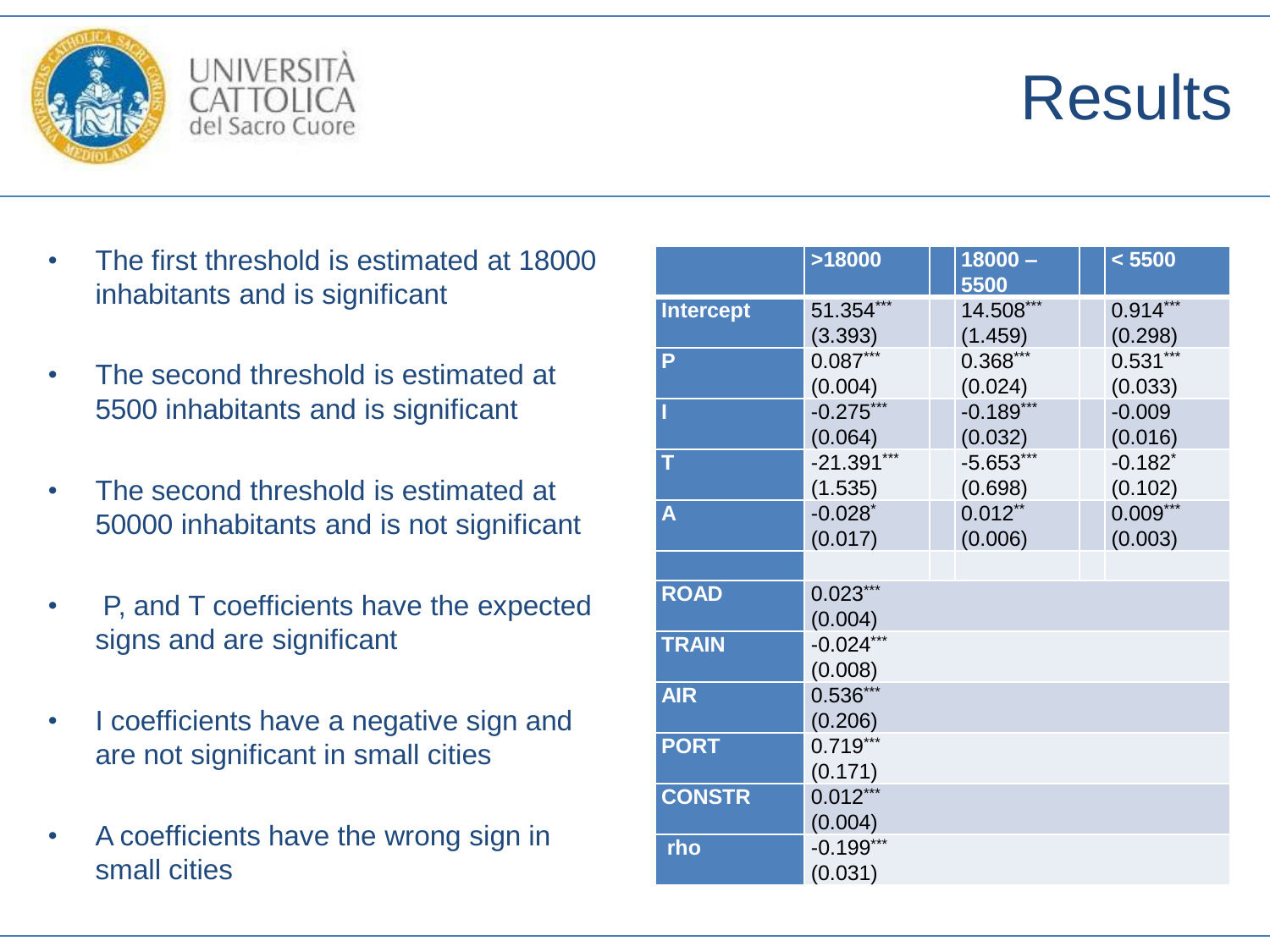# Results

- The first threshold is estimated at 18000 inhabitants and is significant
- The second threshold is estimated at 5500 inhabitants and is significant
- The second threshold is estimated at 50000 inhabitants and is not significant
- P, and T coefficients have the expected signs and are significant
- I coefficients have a negative sign and are not significant in small cities
- A coefficients have the wrong sign in small cities

| | >18000 | 18000 – 5500 | < 5500 |
|---|---|---|---|
| Intercept | 51.354*** (3.393) | 14.508*** (1.459) | 0.914*** (0.298) |
| P | 0.087*** (0.004) | 0.368*** (0.024) | 0.531*** (0.033) |
| I | -0.275*** (0.064) | -0.189*** (0.032) | -0.009 (0.016) |
| T | -21.391*** (1.535) | -5.653*** (0.698) | -0.182* (0.102) |
| A | -0.028* (0.017) | 0.012** (0.006) | 0.009*** (0.003) |
| | | | |
| ROAD | 0.023*** (0.004) | | |
| TRAIN | -0.024*** (0.008) | | |
| AIR | 0.536*** (0.206) | | |
| PORT | 0.719*** (0.171) | | |
| CONSTR | 0.012*** (0.004) | | |
| rho | -0.199*** (0.031) | | |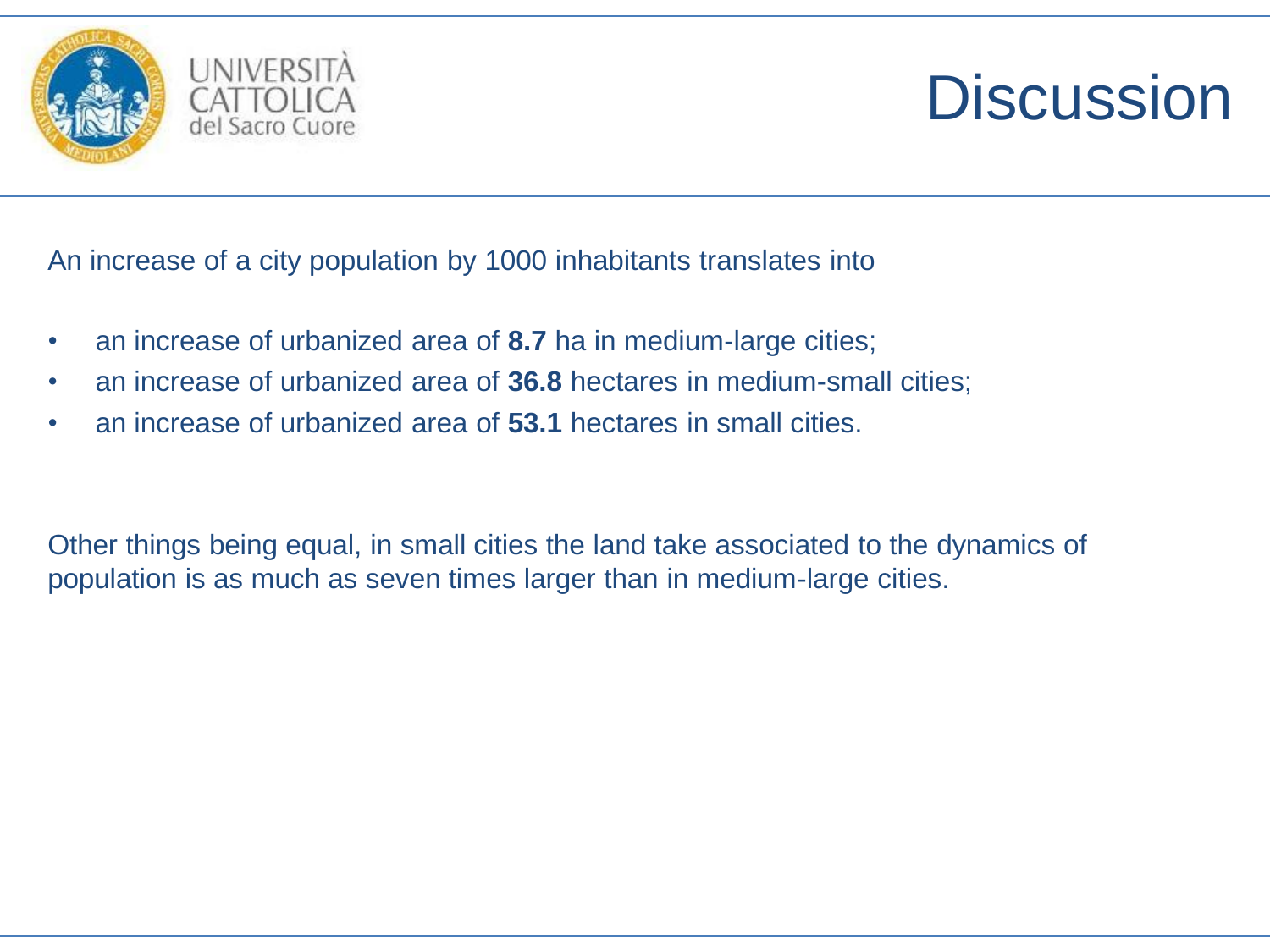# Discussion

An increase of a city population by 1000 inhabitants translates into

- an increase of urbanized area of **8.7** ha in medium-large cities;
- an increase of urbanized area of **36.8** hectares in medium-small cities;
- an increase of urbanized area of **53.1** hectares in small cities.

Other things being equal, in small cities the land take associated to the dynamics of population is as much as seven times larger than in medium-large cities.